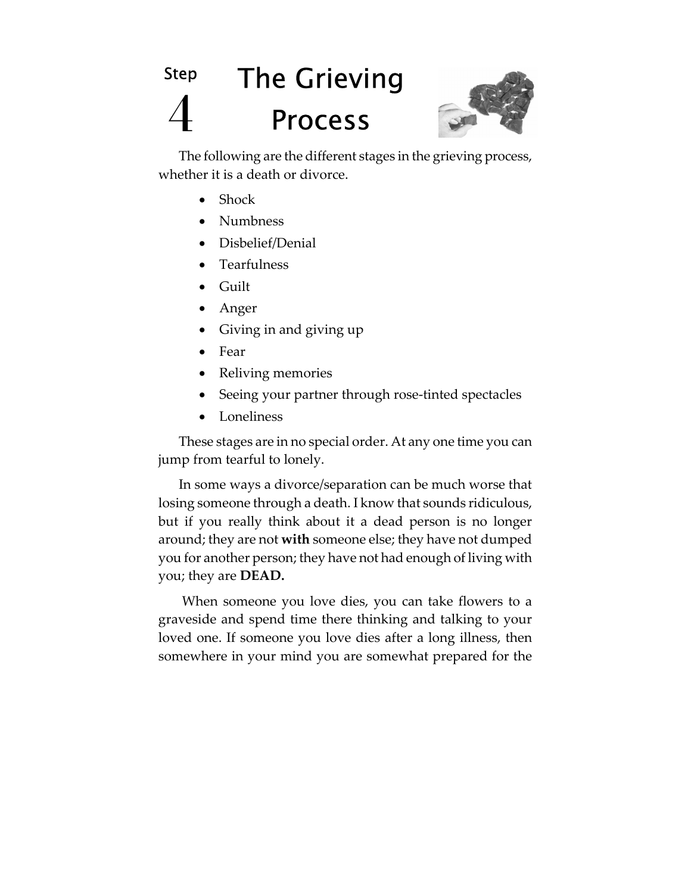# Step 4 The Grieving Process

The following are the different stages in the grieving process, whether it is a death or divorce.

- Shock
- Numbness
- Disbelief/Denial
- Tearfulness
- Guilt
- Anger
- Giving in and giving up
- Fear
- Reliving memories
- Seeing your partner through rose-tinted spectacles
- Loneliness

These stages are in no special order. At any one time you can jump from tearful to lonely.

In some ways a divorce/separation can be much worse that losing someone through a death. I know that sounds ridiculous, but if you really think about it a dead person is no longer around; they are not **with** someone else; they have not dumped you for another person; they have not had enough of living with you; they are **DEAD.**

When someone you love dies, you can take flowers to a graveside and spend time there thinking and talking to your loved one. If someone you love dies after a long illness, then somewhere in your mind you are somewhat prepared for the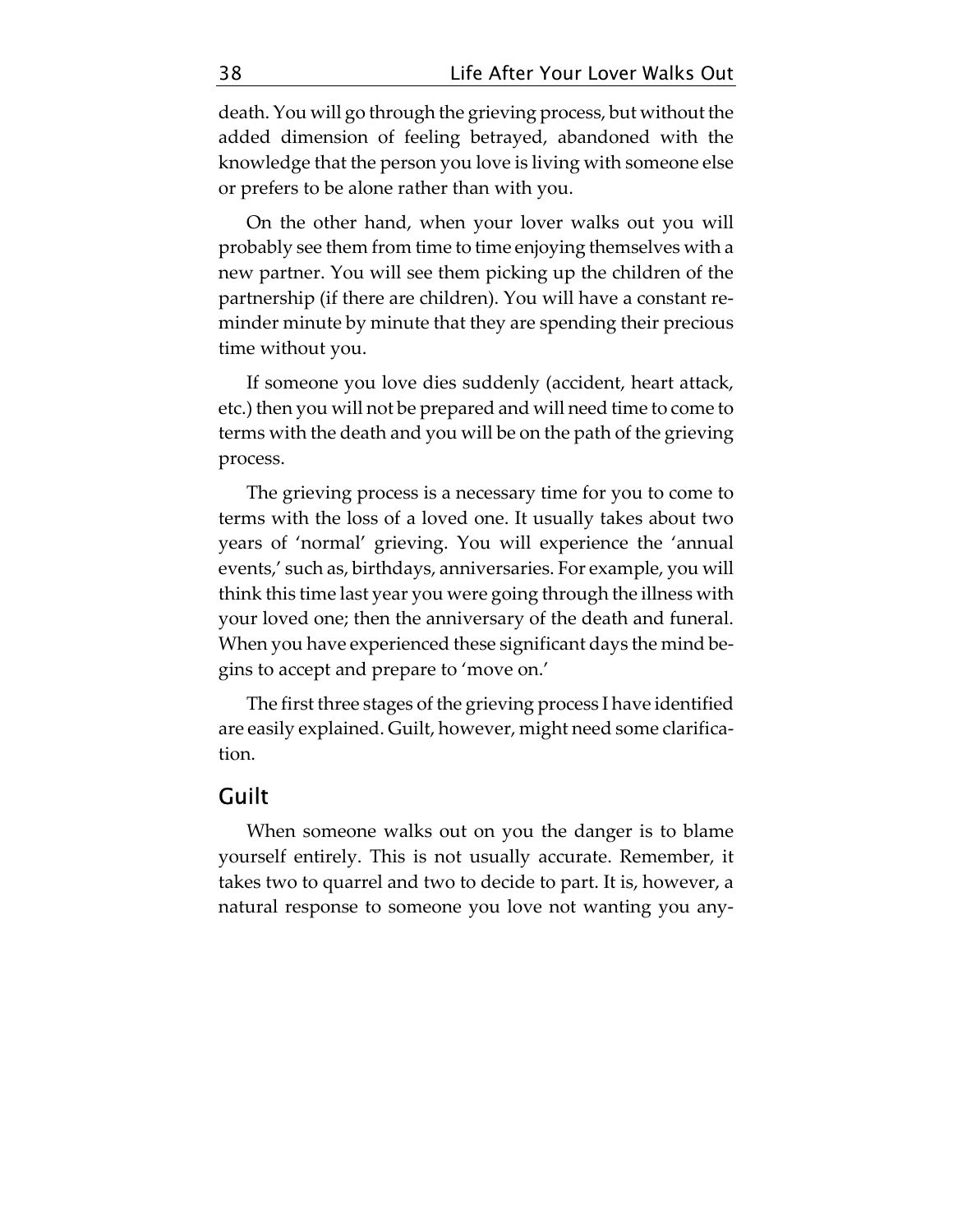death. You will go through the grieving process, but without the added dimension of feeling betrayed, abandoned with the knowledge that the person you love is living with someone else or prefers to be alone rather than with you.

On the other hand, when your lover walks out you will probably see them from time to time enjoying themselves with a new partner. You will see them picking up the children of the partnership (if there are children). You will have a constant reminder minute by minute that they are spending their precious time without you.

If someone you love dies suddenly (accident, heart attack, etc.) then you will not be prepared and will need time to come to terms with the death and you will be on the path of the grieving process.

The grieving process is a necessary time for you to come to terms with the loss of a loved one. It usually takes about two years of 'normal' grieving. You will experience the 'annual events,' such as, birthdays, anniversaries. For example, you will think this time last year you were going through the illness with your loved one; then the anniversary of the death and funeral. When you have experienced these significant days the mind begins to accept and prepare to 'move on.'

The first three stages of the grieving process I have identified are easily explained. Guilt, however, might need some clarification.

## Guilt

When someone walks out on you the danger is to blame yourself entirely. This is not usually accurate. Remember, it takes two to quarrel and two to decide to part. It is, however, a natural response to someone you love not wanting you any-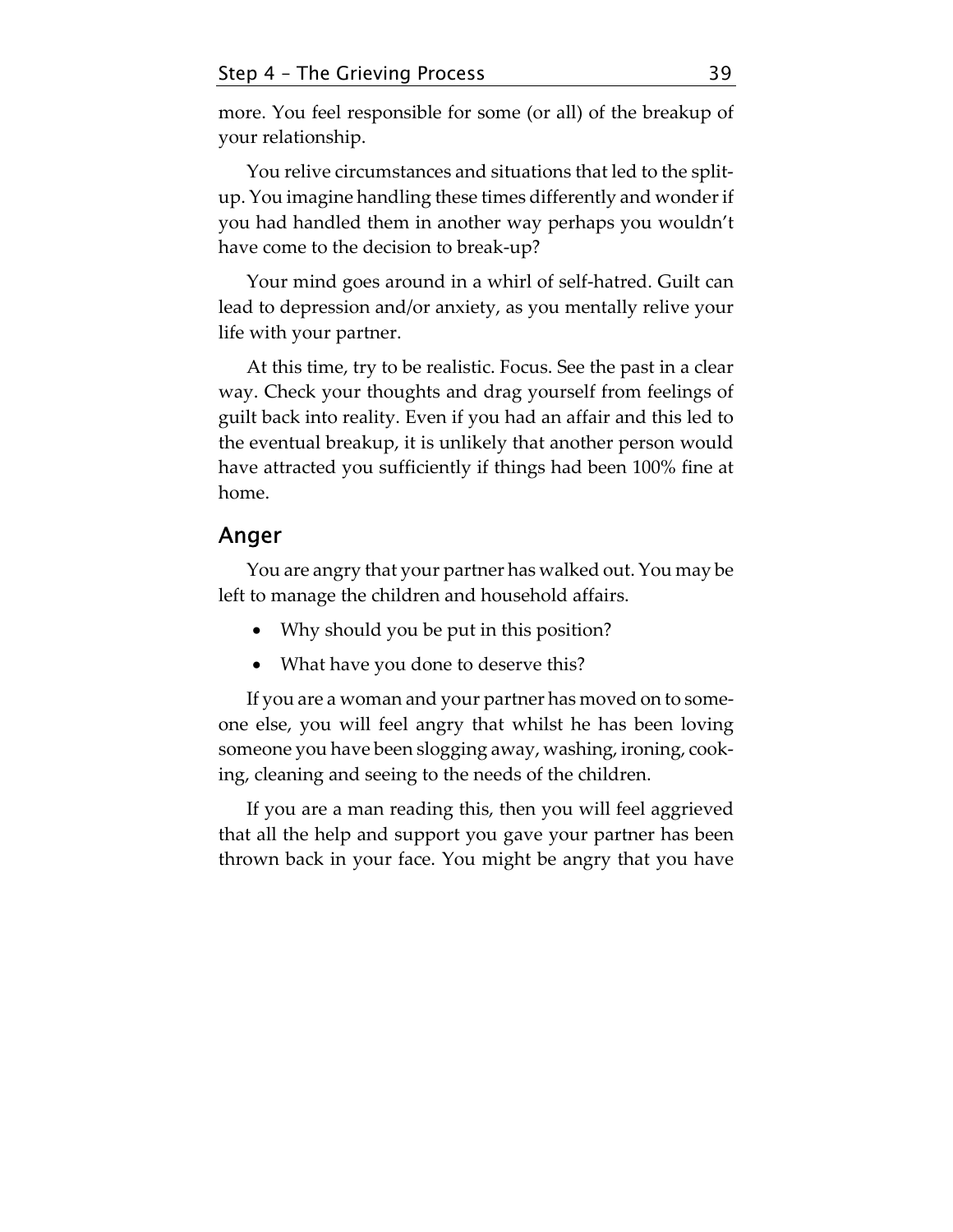more. You feel responsible for some (or all) of the breakup of your relationship.

You relive circumstances and situations that led to the split-up. You imagine handling these times differently and wonder if you had handled them in another way perhaps you wouldn't have come to the decision to break-up?

Your mind goes around in a whirl of self-hatred. Guilt can lead to depression and/or anxiety, as you mentally relive your life with your partner.

At this time, try to be realistic. Focus. See the past in a clear way. Check your thoughts and drag yourself from feelings of guilt back into reality. Even if you had an affair and this led to the eventual breakup, it is unlikely that another person would have attracted you sufficiently if things had been 100% fine at home.

## Anger

You are angry that your partner has walked out. You may be left to manage the children and household affairs.

- Why should you be put in this position?
- What have you done to deserve this?

If you are a woman and your partner has moved on to someone else, you will feel angry that whilst he has been loving someone you have been slogging away, washing, ironing, cooking, cleaning and seeing to the needs of the children.

If you are a man reading this, then you will feel aggrieved that all the help and support you gave your partner has been thrown back in your face. You might be angry that you have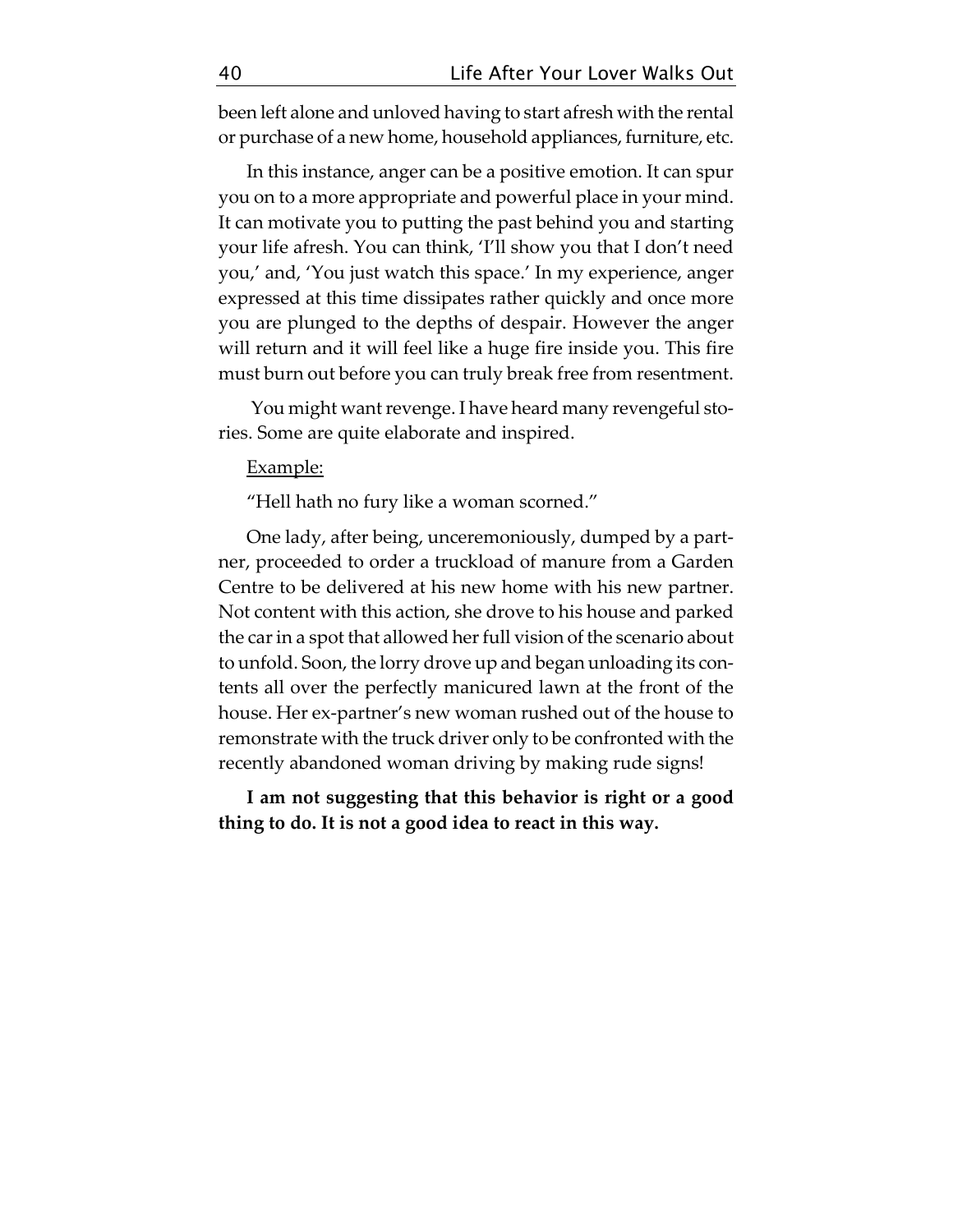been left alone and unloved having to start afresh with the rental or purchase of a new home, household appliances, furniture, etc.

In this instance, anger can be a positive emotion. It can spur you on to a more appropriate and powerful place in your mind. It can motivate you to putting the past behind you and starting your life afresh. You can think, 'I'll show you that I don't need you,' and, 'You just watch this space.' In my experience, anger expressed at this time dissipates rather quickly and once more you are plunged to the depths of despair. However the anger will return and it will feel like a huge fire inside you. This fire must burn out before you can truly break free from resentment.

You might want revenge. I have heard many revengeful stories. Some are quite elaborate and inspired.

<u>Example:</u>

"Hell hath no fury like a woman scorned."

One lady, after being, unceremoniously, dumped by a partner, proceeded to order a truckload of manure from a Garden Centre to be delivered at his new home with his new partner. Not content with this action, she drove to his house and parked the car in a spot that allowed her full vision of the scenario about to unfold. Soon, the lorry drove up and began unloading its contents all over the perfectly manicured lawn at the front of the house. Her ex-partner's new woman rushed out of the house to remonstrate with the truck driver only to be confronted with the recently abandoned woman driving by making rude signs!

**I am not suggesting that this behavior is right or a good thing to do. It is not a good idea to react in this way.**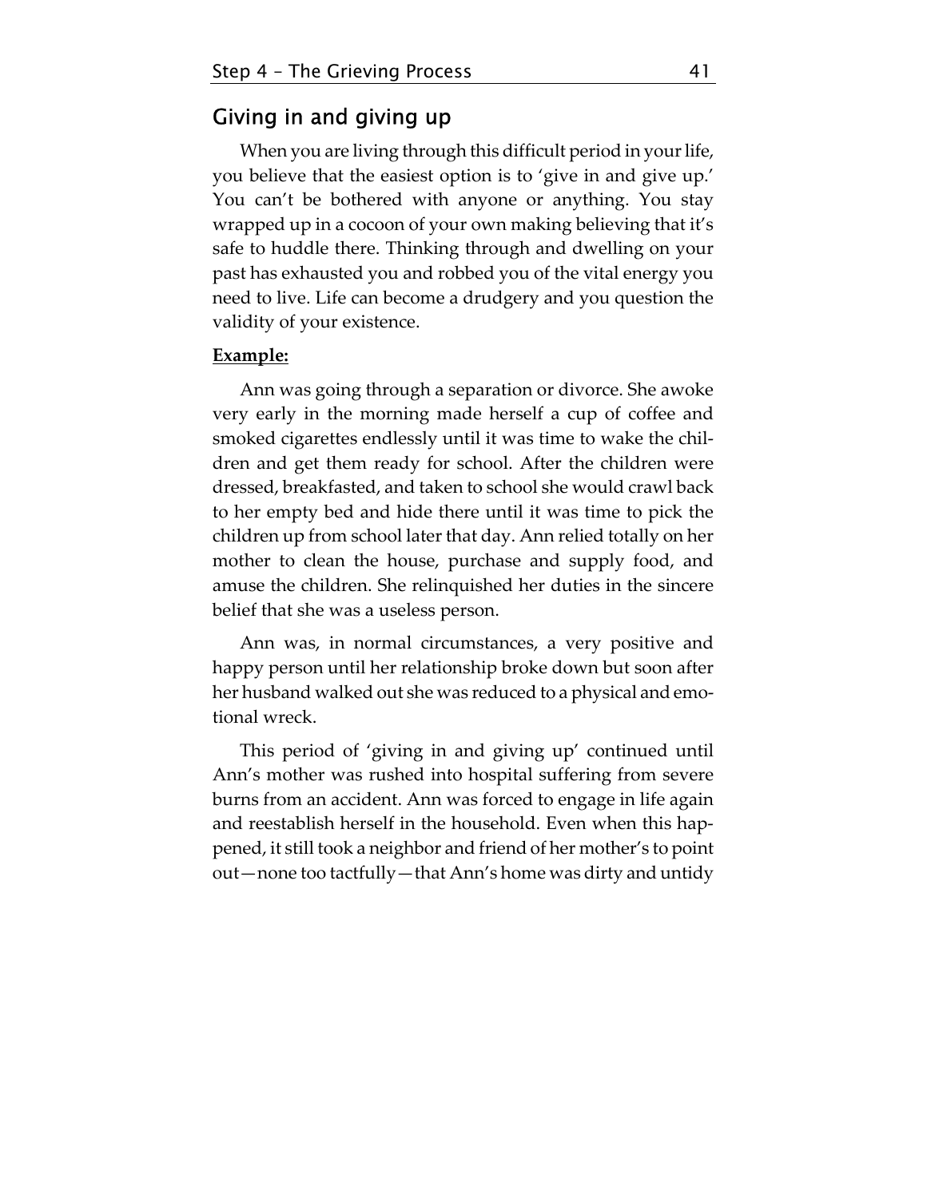## Giving in and giving up

When you are living through this difficult period in your life, you believe that the easiest option is to 'give in and give up.' You can't be bothered with anyone or anything. You stay wrapped up in a cocoon of your own making believing that it's safe to huddle there. Thinking through and dwelling on your past has exhausted you and robbed you of the vital energy you need to live. Life can become a drudgery and you question the validity of your existence.

**Example:**

Ann was going through a separation or divorce. She awoke very early in the morning made herself a cup of coffee and smoked cigarettes endlessly until it was time to wake the children and get them ready for school. After the children were dressed, breakfasted, and taken to school she would crawl back to her empty bed and hide there until it was time to pick the children up from school later that day. Ann relied totally on her mother to clean the house, purchase and supply food, and amuse the children. She relinquished her duties in the sincere belief that she was a useless person.

Ann was, in normal circumstances, a very positive and happy person until her relationship broke down but soon after her husband walked out she was reduced to a physical and emotional wreck.

This period of 'giving in and giving up' continued until Ann's mother was rushed into hospital suffering from severe burns from an accident. Ann was forced to engage in life again and reestablish herself in the household. Even when this happened, it still took a neighbor and friend of her mother's to point out—none too tactfully—that Ann's home was dirty and untidy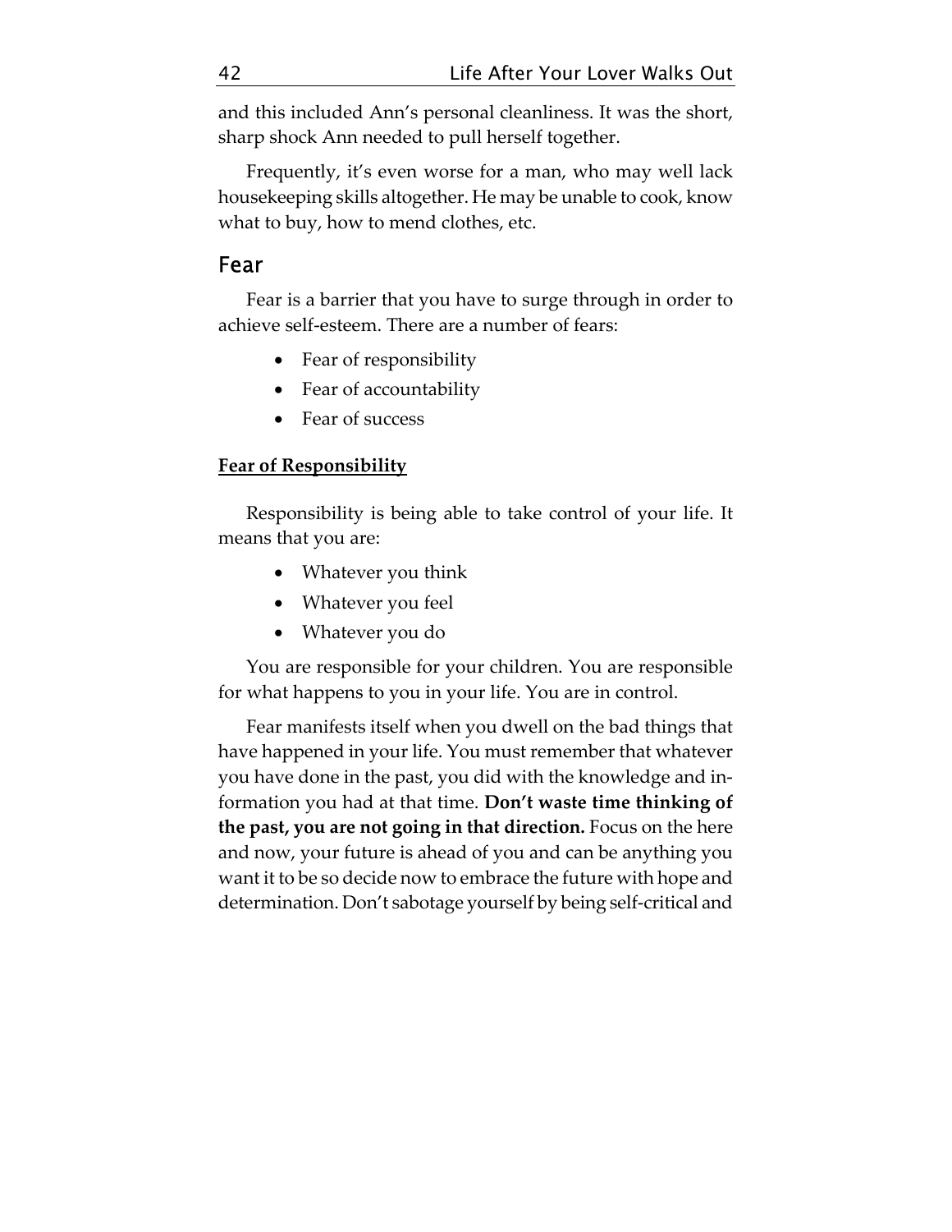and this included Ann's personal cleanliness. It was the short, sharp shock Ann needed to pull herself together.

Frequently, it's even worse for a man, who may well lack housekeeping skills altogether. He may be unable to cook, know what to buy, how to mend clothes, etc.

## Fear

Fear is a barrier that you have to surge through in order to achieve self-esteem. There are a number of fears:

- Fear of responsibility
- Fear of accountability
- Fear of success

### Fear of Responsibility

Responsibility is being able to take control of your life. It means that you are:

- Whatever you think
- Whatever you feel
- Whatever you do

You are responsible for your children. You are responsible for what happens to you in your life. You are in control.

Fear manifests itself when you dwell on the bad things that have happened in your life. You must remember that whatever you have done in the past, you did with the knowledge and information you had at that time. **Don't waste time thinking of the past, you are not going in that direction.** Focus on the here and now, your future is ahead of you and can be anything you want it to be so decide now to embrace the future with hope and determination. Don't sabotage yourself by being self-critical and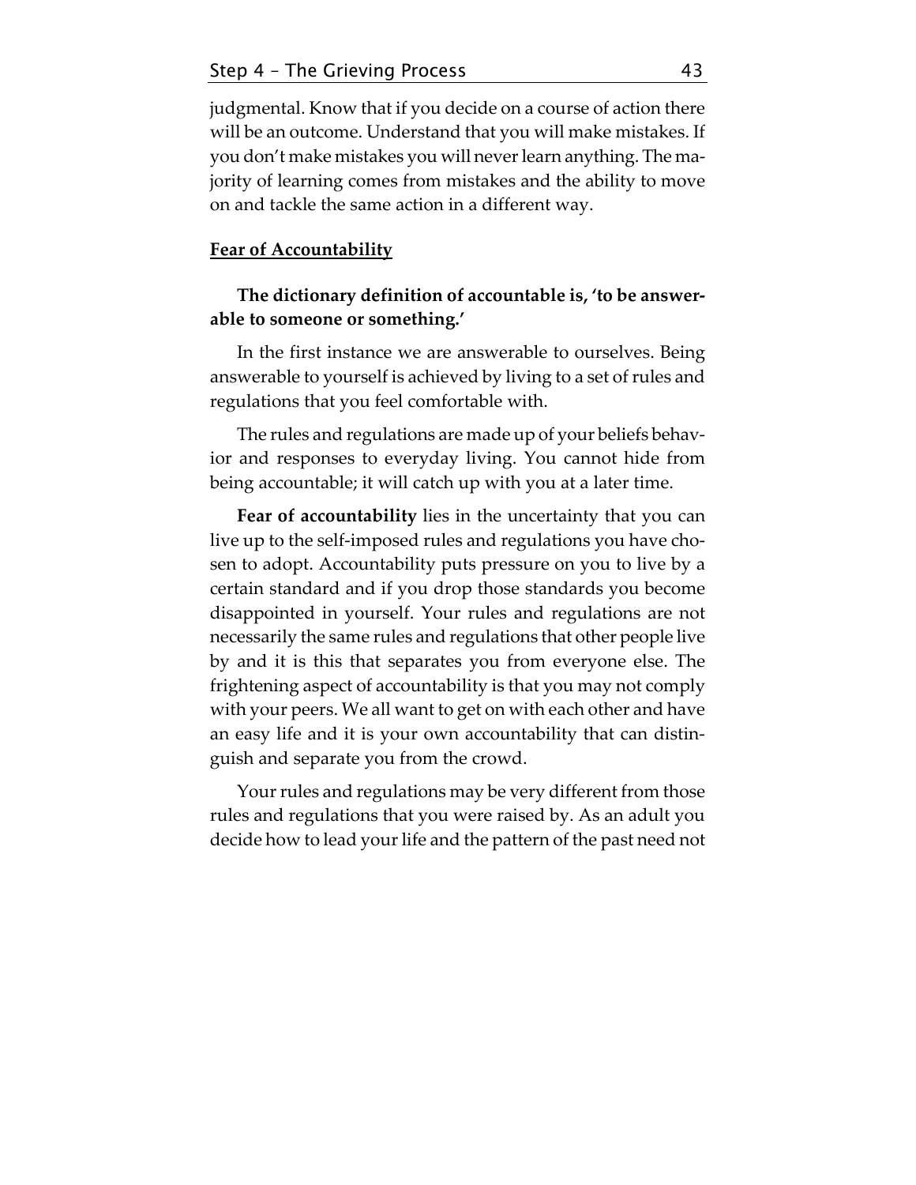judgmental. Know that if you decide on a course of action there will be an outcome. Understand that you will make mistakes. If you don't make mistakes you will never learn anything. The majority of learning comes from mistakes and the ability to move on and tackle the same action in a different way.

## Fear of Accountability

**The dictionary definition of accountable is, 'to be answerable to someone or something.'**

In the first instance we are answerable to ourselves. Being answerable to yourself is achieved by living to a set of rules and regulations that you feel comfortable with.

The rules and regulations are made up of your beliefs behavior and responses to everyday living. You cannot hide from being accountable; it will catch up with you at a later time.

**Fear of accountability** lies in the uncertainty that you can live up to the self-imposed rules and regulations you have chosen to adopt. Accountability puts pressure on you to live by a certain standard and if you drop those standards you become disappointed in yourself. Your rules and regulations are not necessarily the same rules and regulations that other people live by and it is this that separates you from everyone else. The frightening aspect of accountability is that you may not comply with your peers. We all want to get on with each other and have an easy life and it is your own accountability that can distinguish and separate you from the crowd.

Your rules and regulations may be very different from those rules and regulations that you were raised by. As an adult you decide how to lead your life and the pattern of the past need not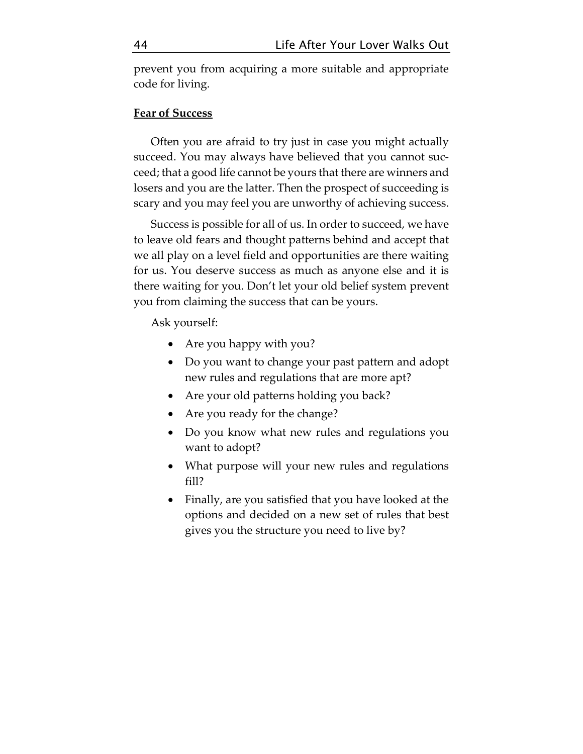prevent you from acquiring a more suitable and appropriate code for living.

**Fear of Success**

Often you are afraid to try just in case you might actually succeed. You may always have believed that you cannot succeed; that a good life cannot be yours that there are winners and losers and you are the latter. Then the prospect of succeeding is scary and you may feel you are unworthy of achieving success.

Success is possible for all of us. In order to succeed, we have to leave old fears and thought patterns behind and accept that we all play on a level field and opportunities are there waiting for us. You deserve success as much as anyone else and it is there waiting for you. Don't let your old belief system prevent you from claiming the success that can be yours.

Ask yourself:

- Are you happy with you?
- Do you want to change your past pattern and adopt new rules and regulations that are more apt?
- Are your old patterns holding you back?
- Are you ready for the change?
- Do you know what new rules and regulations you want to adopt?
- What purpose will your new rules and regulations fill?
- Finally, are you satisfied that you have looked at the options and decided on a new set of rules that best gives you the structure you need to live by?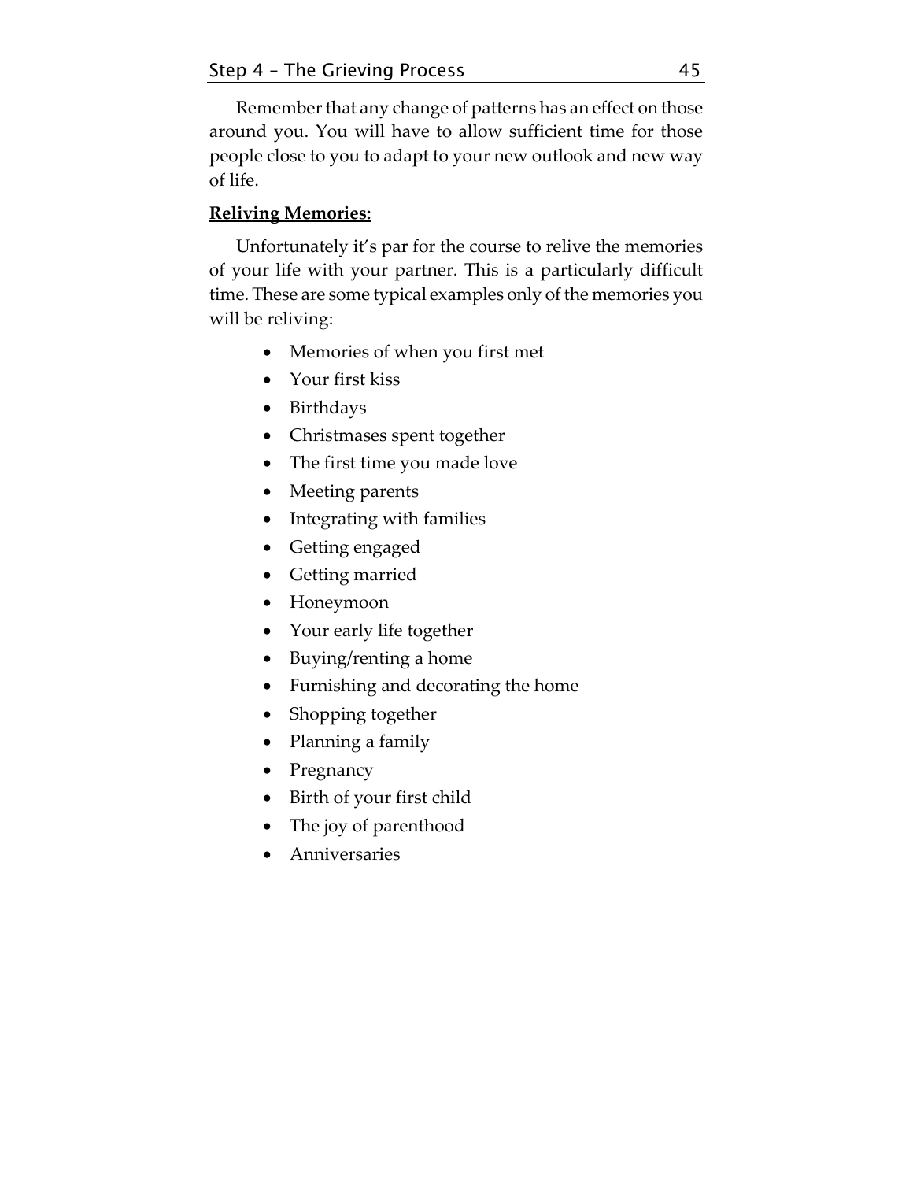Remember that any change of patterns has an effect on those around you. You will have to allow sufficient time for those people close to you to adapt to your new outlook and new way of life.

**Reliving Memories:**

Unfortunately it's par for the course to relive the memories of your life with your partner. This is a particularly difficult time. These are some typical examples only of the memories you will be reliving:

- Memories of when you first met
- Your first kiss
- Birthdays
- Christmases spent together
- The first time you made love
- Meeting parents
- Integrating with families
- Getting engaged
- Getting married
- Honeymoon
- Your early life together
- Buying/renting a home
- Furnishing and decorating the home
- Shopping together
- Planning a family
- Pregnancy
- Birth of your first child
- The joy of parenthood
- Anniversaries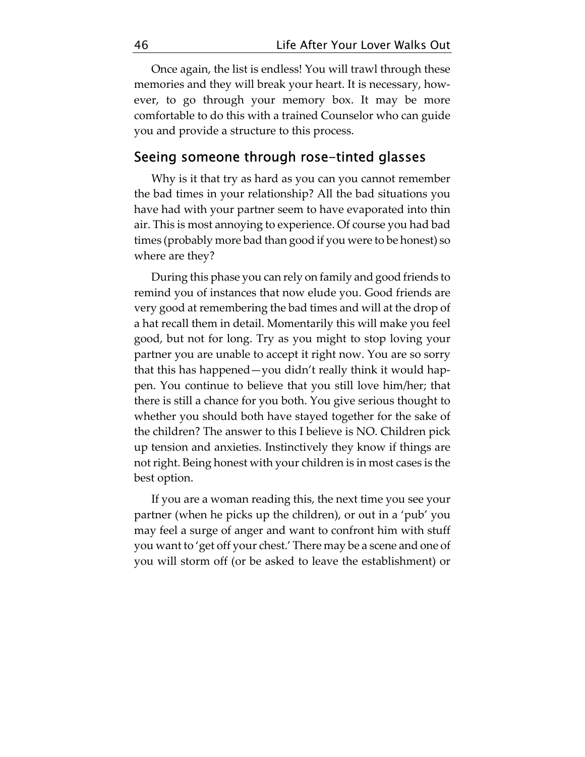Once again, the list is endless! You will trawl through these memories and they will break your heart. It is necessary, however, to go through your memory box. It may be more comfortable to do this with a trained Counselor who can guide you and provide a structure to this process.

## Seeing someone through rose-tinted glasses

Why is it that try as hard as you can you cannot remember the bad times in your relationship? All the bad situations you have had with your partner seem to have evaporated into thin air. This is most annoying to experience. Of course you had bad times (probably more bad than good if you were to be honest) so where are they?

During this phase you can rely on family and good friends to remind you of instances that now elude you. Good friends are very good at remembering the bad times and will at the drop of a hat recall them in detail. Momentarily this will make you feel good, but not for long. Try as you might to stop loving your partner you are unable to accept it right now. You are so sorry that this has happened—you didn't really think it would happen. You continue to believe that you still love him/her; that there is still a chance for you both. You give serious thought to whether you should both have stayed together for the sake of the children? The answer to this I believe is NO. Children pick up tension and anxieties. Instinctively they know if things are not right. Being honest with your children is in most cases is the best option.

If you are a woman reading this, the next time you see your partner (when he picks up the children), or out in a 'pub' you may feel a surge of anger and want to confront him with stuff you want to 'get off your chest.' There may be a scene and one of you will storm off (or be asked to leave the establishment) or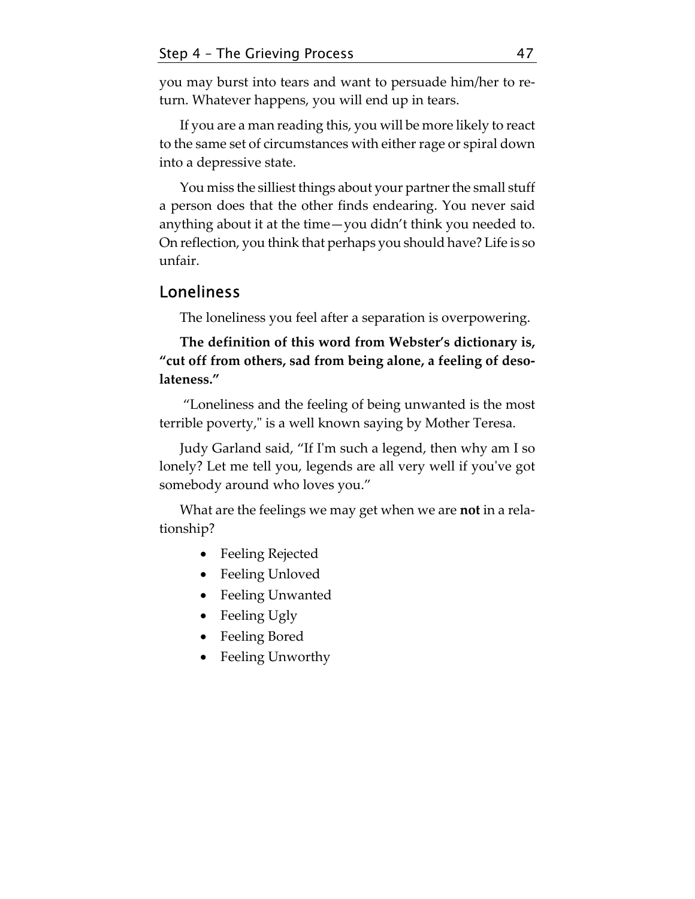you may burst into tears and want to persuade him/her to return. Whatever happens, you will end up in tears.

If you are a man reading this, you will be more likely to react to the same set of circumstances with either rage or spiral down into a depressive state.

You miss the silliest things about your partner the small stuff a person does that the other finds endearing. You never said anything about it at the time—you didn't think you needed to. On reflection, you think that perhaps you should have? Life is so unfair.

## Loneliness

The loneliness you feel after a separation is overpowering.

**The definition of this word from Webster's dictionary is, "cut off from others, sad from being alone, a feeling of desolateness."**

"Loneliness and the feeling of being unwanted is the most terrible poverty," is a well known saying by Mother Teresa.

Judy Garland said, "If I'm such a legend, then why am I so lonely? Let me tell you, legends are all very well if you've got somebody around who loves you."

What are the feelings we may get when we are **not** in a relationship?

- Feeling Rejected
- Feeling Unloved
- Feeling Unwanted
- Feeling Ugly
- Feeling Bored
- Feeling Unworthy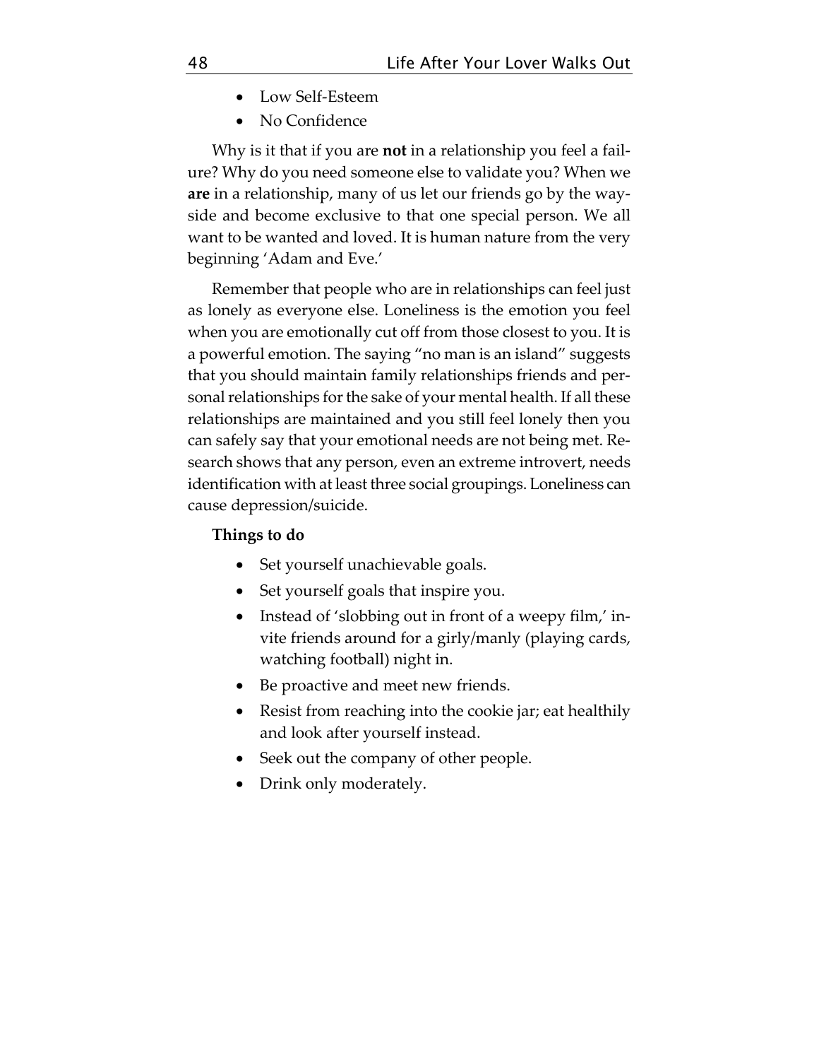- Low Self-Esteem
- No Confidence

Why is it that if you are **not** in a relationship you feel a failure? Why do you need someone else to validate you? When we **are** in a relationship, many of us let our friends go by the wayside and become exclusive to that one special person. We all want to be wanted and loved. It is human nature from the very beginning 'Adam and Eve.'

Remember that people who are in relationships can feel just as lonely as everyone else. Loneliness is the emotion you feel when you are emotionally cut off from those closest to you. It is a powerful emotion. The saying "no man is an island" suggests that you should maintain family relationships friends and personal relationships for the sake of your mental health. If all these relationships are maintained and you still feel lonely then you can safely say that your emotional needs are not being met. Research shows that any person, even an extreme introvert, needs identification with at least three social groupings. Loneliness can cause depression/suicide.

**Things to do**

- Set yourself unachievable goals.
- Set yourself goals that inspire you.
- Instead of 'slobbing out in front of a weepy film,' invite friends around for a girly/manly (playing cards, watching football) night in.
- Be proactive and meet new friends.
- Resist from reaching into the cookie jar; eat healthily and look after yourself instead.
- Seek out the company of other people.
- Drink only moderately.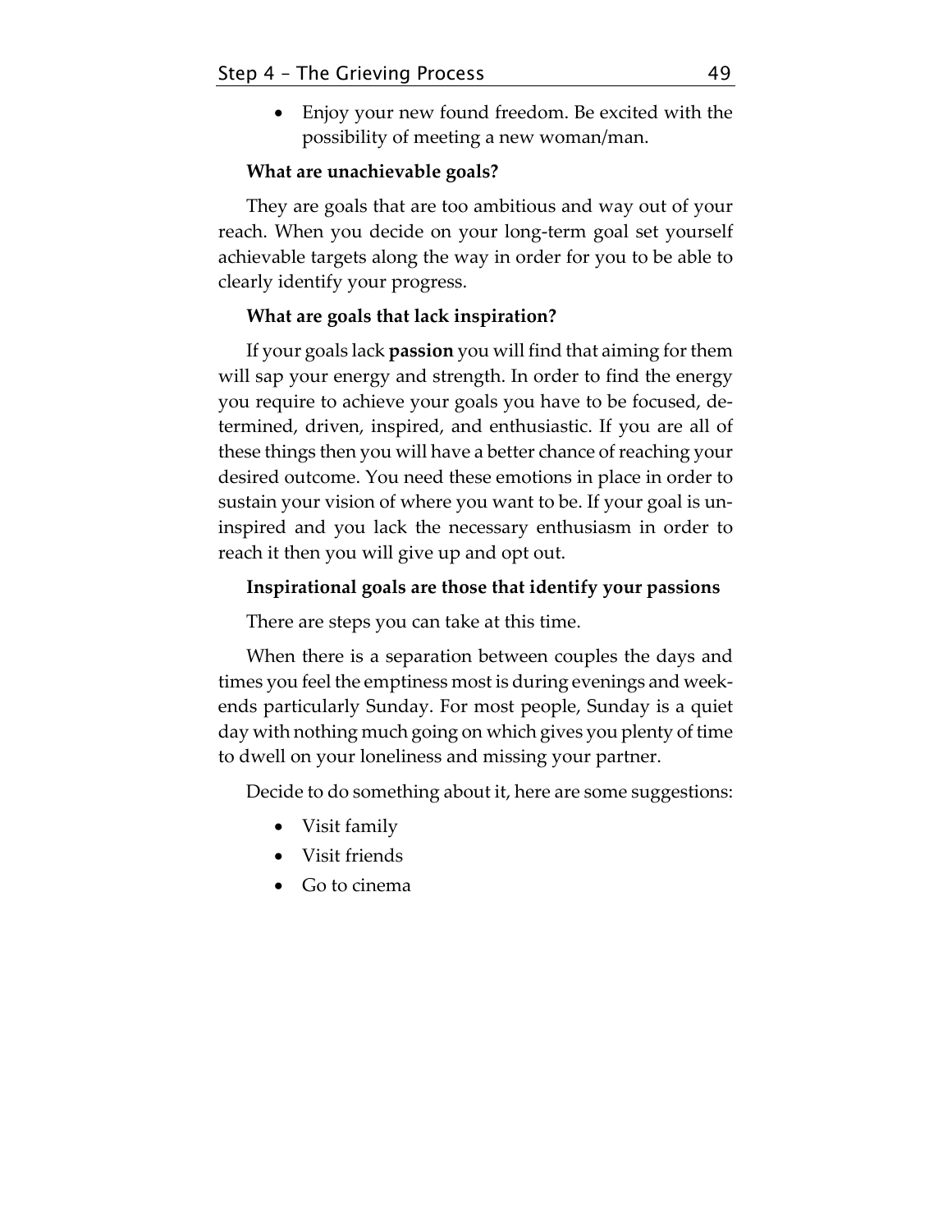- Enjoy your new found freedom. Be excited with the possibility of meeting a new woman/man.

**What are unachievable goals?**

They are goals that are too ambitious and way out of your reach. When you decide on your long-term goal set yourself achievable targets along the way in order for you to be able to clearly identify your progress.

**What are goals that lack inspiration?**

If your goals lack **passion** you will find that aiming for them will sap your energy and strength. In order to find the energy you require to achieve your goals you have to be focused, determined, driven, inspired, and enthusiastic. If you are all of these things then you will have a better chance of reaching your desired outcome. You need these emotions in place in order to sustain your vision of where you want to be. If your goal is uninspired and you lack the necessary enthusiasm in order to reach it then you will give up and opt out.

**Inspirational goals are those that identify your passions**

There are steps you can take at this time.

When there is a separation between couples the days and times you feel the emptiness most is during evenings and weekends particularly Sunday. For most people, Sunday is a quiet day with nothing much going on which gives you plenty of time to dwell on your loneliness and missing your partner.

Decide to do something about it, here are some suggestions:

- Visit family
- Visit friends
- Go to cinema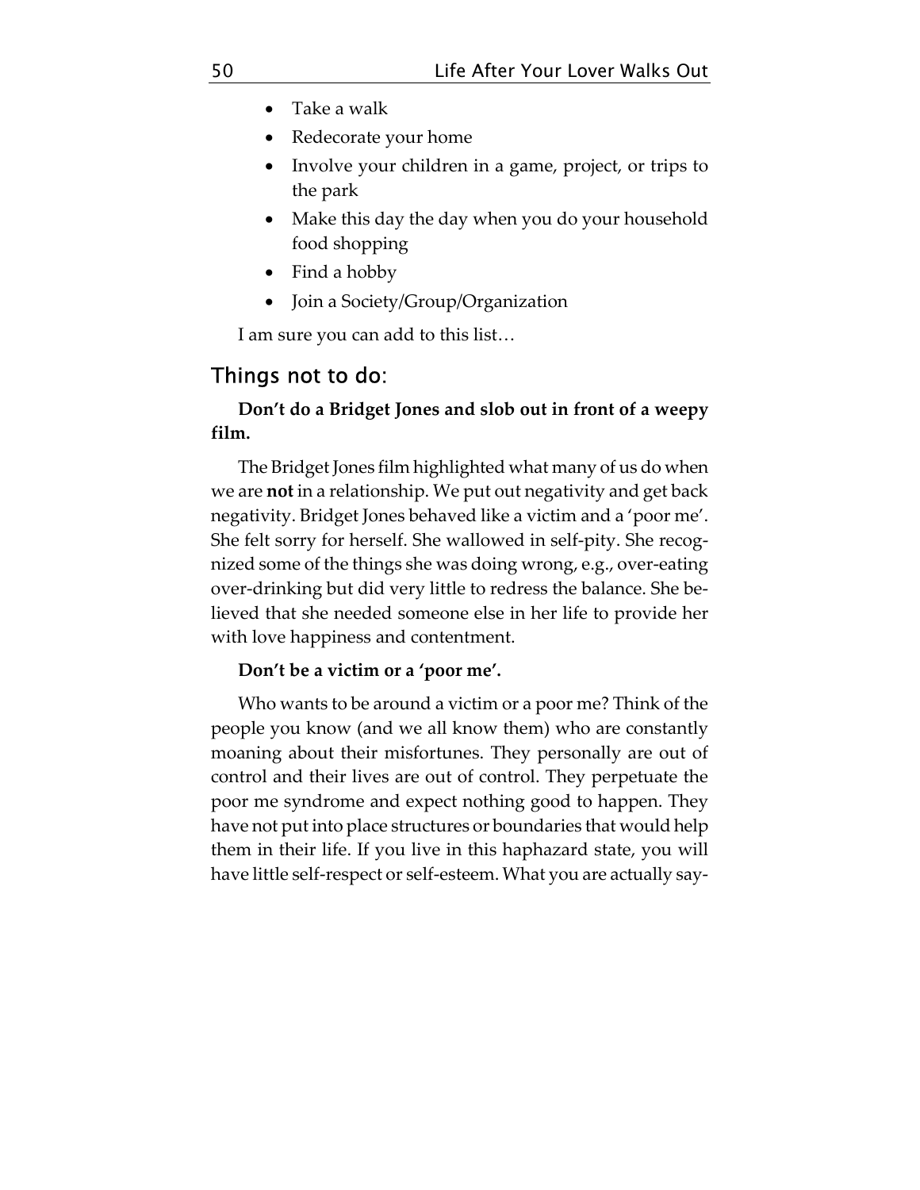- Take a walk
- Redecorate your home
- Involve your children in a game, project, or trips to the park
- Make this day the day when you do your household food shopping
- Find a hobby
- Join a Society/Group/Organization

I am sure you can add to this list…

## Things not to do:

**Don't do a Bridget Jones and slob out in front of a weepy film.**

The Bridget Jones film highlighted what many of us do when we are **not** in a relationship. We put out negativity and get back negativity. Bridget Jones behaved like a victim and a 'poor me'. She felt sorry for herself. She wallowed in self-pity. She recognized some of the things she was doing wrong, e.g., over-eating over-drinking but did very little to redress the balance. She believed that she needed someone else in her life to provide her with love happiness and contentment.

**Don't be a victim or a 'poor me'.**

Who wants to be around a victim or a poor me? Think of the people you know (and we all know them) who are constantly moaning about their misfortunes. They personally are out of control and their lives are out of control. They perpetuate the poor me syndrome and expect nothing good to happen. They have not put into place structures or boundaries that would help them in their life. If you live in this haphazard state, you will have little self-respect or self-esteem. What you are actually say-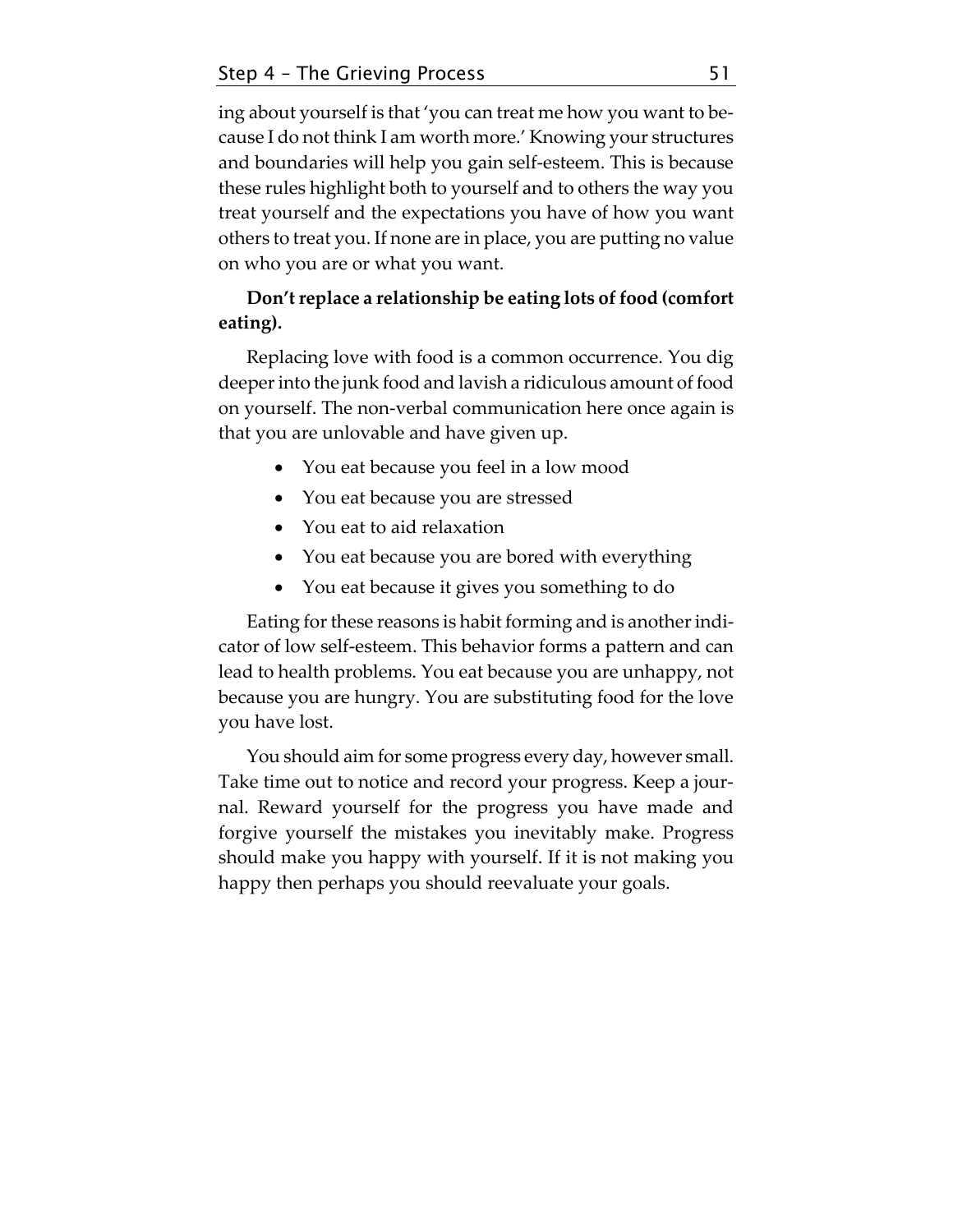ing about yourself is that 'you can treat me how you want to because I do not think I am worth more.' Knowing your structures and boundaries will help you gain self-esteem. This is because these rules highlight both to yourself and to others the way you treat yourself and the expectations you have of how you want others to treat you. If none are in place, you are putting no value on who you are or what you want.

**Don't replace a relationship be eating lots of food (comfort eating).**

Replacing love with food is a common occurrence. You dig deeper into the junk food and lavish a ridiculous amount of food on yourself. The non-verbal communication here once again is that you are unlovable and have given up.

- You eat because you feel in a low mood
- You eat because you are stressed
- You eat to aid relaxation
- You eat because you are bored with everything
- You eat because it gives you something to do

Eating for these reasons is habit forming and is another indicator of low self-esteem. This behavior forms a pattern and can lead to health problems. You eat because you are unhappy, not because you are hungry. You are substituting food for the love you have lost.

You should aim for some progress every day, however small. Take time out to notice and record your progress. Keep a journal. Reward yourself for the progress you have made and forgive yourself the mistakes you inevitably make. Progress should make you happy with yourself. If it is not making you happy then perhaps you should reevaluate your goals.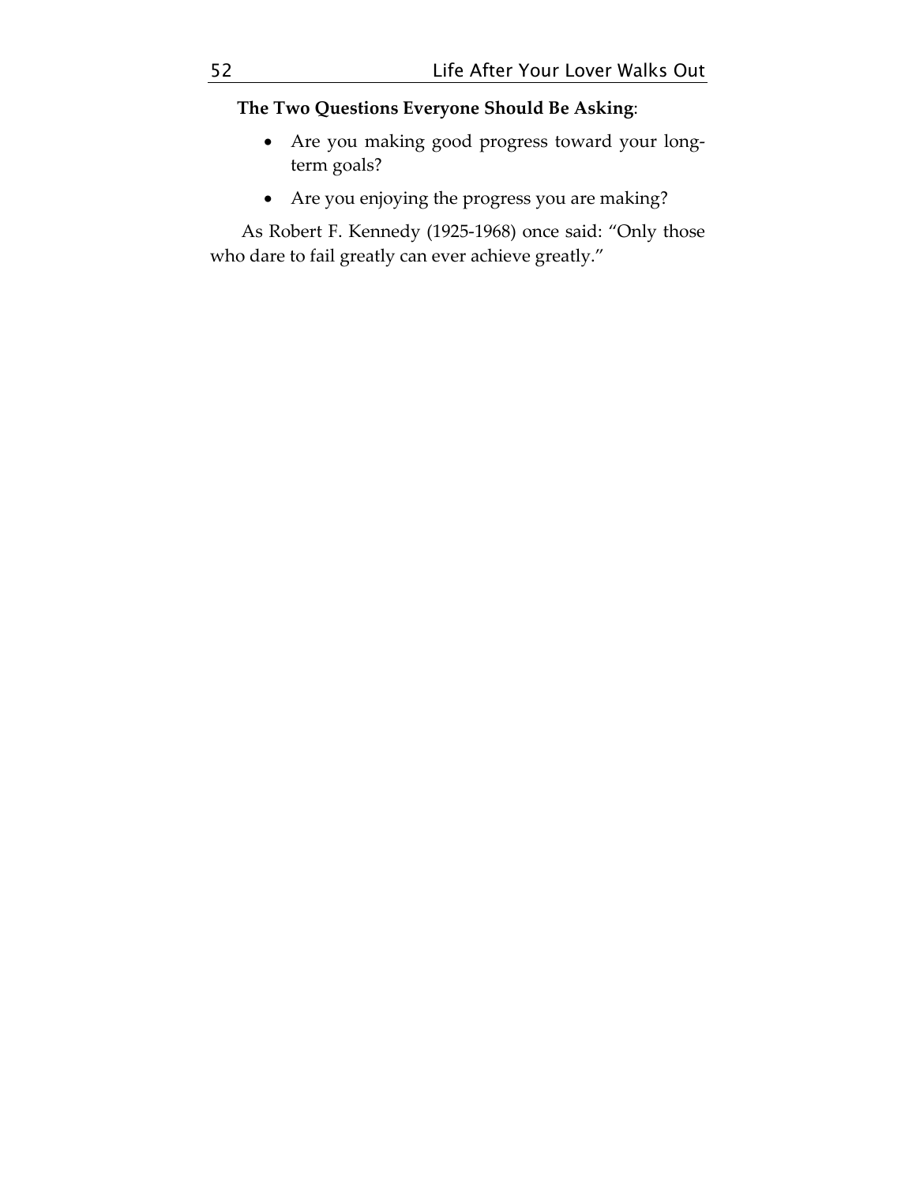**The Two Questions Everyone Should Be Asking**:

- Are you making good progress toward your long-term goals?
- Are you enjoying the progress you are making?

As Robert F. Kennedy (1925-1968) once said: "Only those who dare to fail greatly can ever achieve greatly."